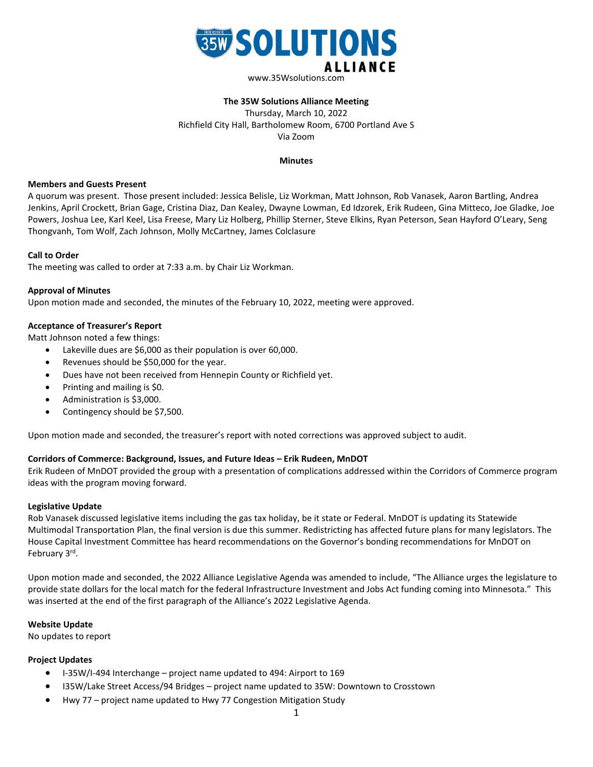# 35W SOLUTIONS ALLIANCE

www.35Wsolutions.com

**The 35W Solutions Alliance Meeting**

Thursday, March 10, 2022

Richfield City Hall, Bartholomew Room, 6700 Portland Ave S

Via Zoom

**Minutes**

**Members and Guests Present**

A quorum was present. Those present included: Jessica Belisle, Liz Workman, Matt Johnson, Rob Vanasek, Aaron Bartling, Andrea Jenkins, April Crockett, Brian Gage, Cristina Diaz, Dan Kealey, Dwayne Lowman, Ed Idzorek, Erik Rudeen, Gina Mitteco, Joe Gladke, Joe Powers, Joshua Lee, Karl Keel, Lisa Freese, Mary Liz Holberg, Phillip Sterner, Steve Elkins, Ryan Peterson, Sean Hayford O'Leary, Seng Thongvanh, Tom Wolf, Zach Johnson, Molly McCartney, James Colclasure

**Call to Order**

The meeting was called to order at 7:33 a.m. by Chair Liz Workman.

**Approval of Minutes**

Upon motion made and seconded, the minutes of the February 10, 2022, meeting were approved.

**Acceptance of Treasurer's Report**

Matt Johnson noted a few things:

- Lakeville dues are $6,000 as their population is over 60,000.
- Revenues should be $50,000 for the year.
- Dues have not been received from Hennepin County or Richfield yet.
- Printing and mailing is $0.
- Administration is $3,000.
- Contingency should be $7,500.

Upon motion made and seconded, the treasurer's report with noted corrections was approved subject to audit.

**Corridors of Commerce: Background, Issues, and Future Ideas – Erik Rudeen, MnDOT**

Erik Rudeen of MnDOT provided the group with a presentation of complications addressed within the Corridors of Commerce program ideas with the program moving forward.

**Legislative Update**

Rob Vanasek discussed legislative items including the gas tax holiday, be it state or Federal. MnDOT is updating its Statewide Multimodal Transportation Plan, the final version is due this summer. Redistricting has affected future plans for many legislators. The House Capital Investment Committee has heard recommendations on the Governor's bonding recommendations for MnDOT on February 3rd.

Upon motion made and seconded, the 2022 Alliance Legislative Agenda was amended to include, "The Alliance urges the legislature to provide state dollars for the local match for the federal Infrastructure Investment and Jobs Act funding coming into Minnesota." This was inserted at the end of the first paragraph of the Alliance's 2022 Legislative Agenda.

**Website Update**

No updates to report

**Project Updates**

- I-35W/I-494 Interchange – project name updated to 494: Airport to 169
- I35W/Lake Street Access/94 Bridges – project name updated to 35W: Downtown to Crosstown
- Hwy 77 – project name updated to Hwy 77 Congestion Mitigation Study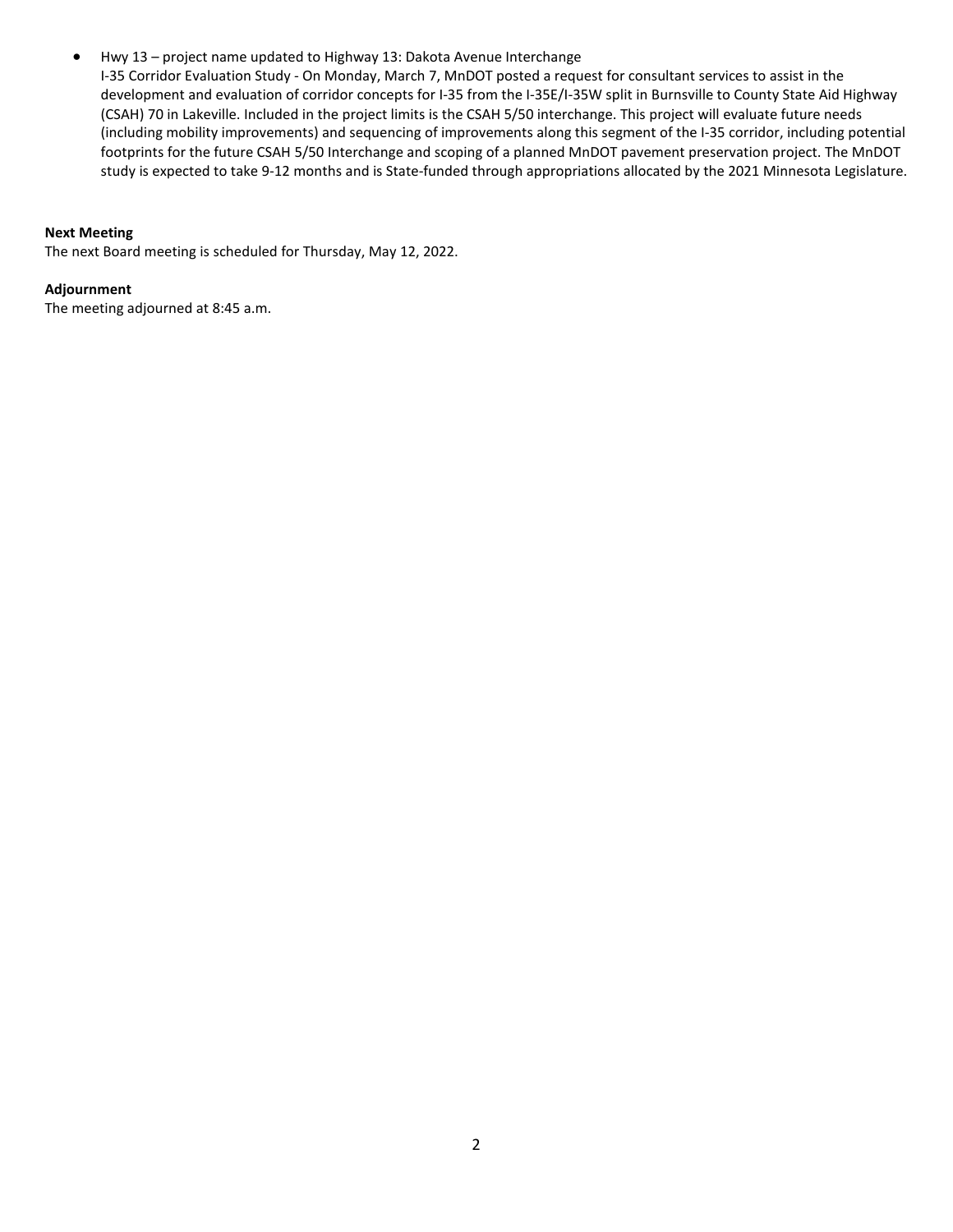- Hwy 13 – project name updated to Highway 13: Dakota Avenue Interchange
  I-35 Corridor Evaluation Study - On Monday, March 7, MnDOT posted a request for consultant services to assist in the development and evaluation of corridor concepts for I-35 from the I-35E/I-35W split in Burnsville to County State Aid Highway (CSAH) 70 in Lakeville. Included in the project limits is the CSAH 5/50 interchange. This project will evaluate future needs (including mobility improvements) and sequencing of improvements along this segment of the I-35 corridor, including potential footprints for the future CSAH 5/50 Interchange and scoping of a planned MnDOT pavement preservation project. The MnDOT study is expected to take 9-12 months and is State-funded through appropriations allocated by the 2021 Minnesota Legislature.

**Next Meeting**
The next Board meeting is scheduled for Thursday, May 12, 2022.

**Adjournment**
The meeting adjourned at 8:45 a.m.